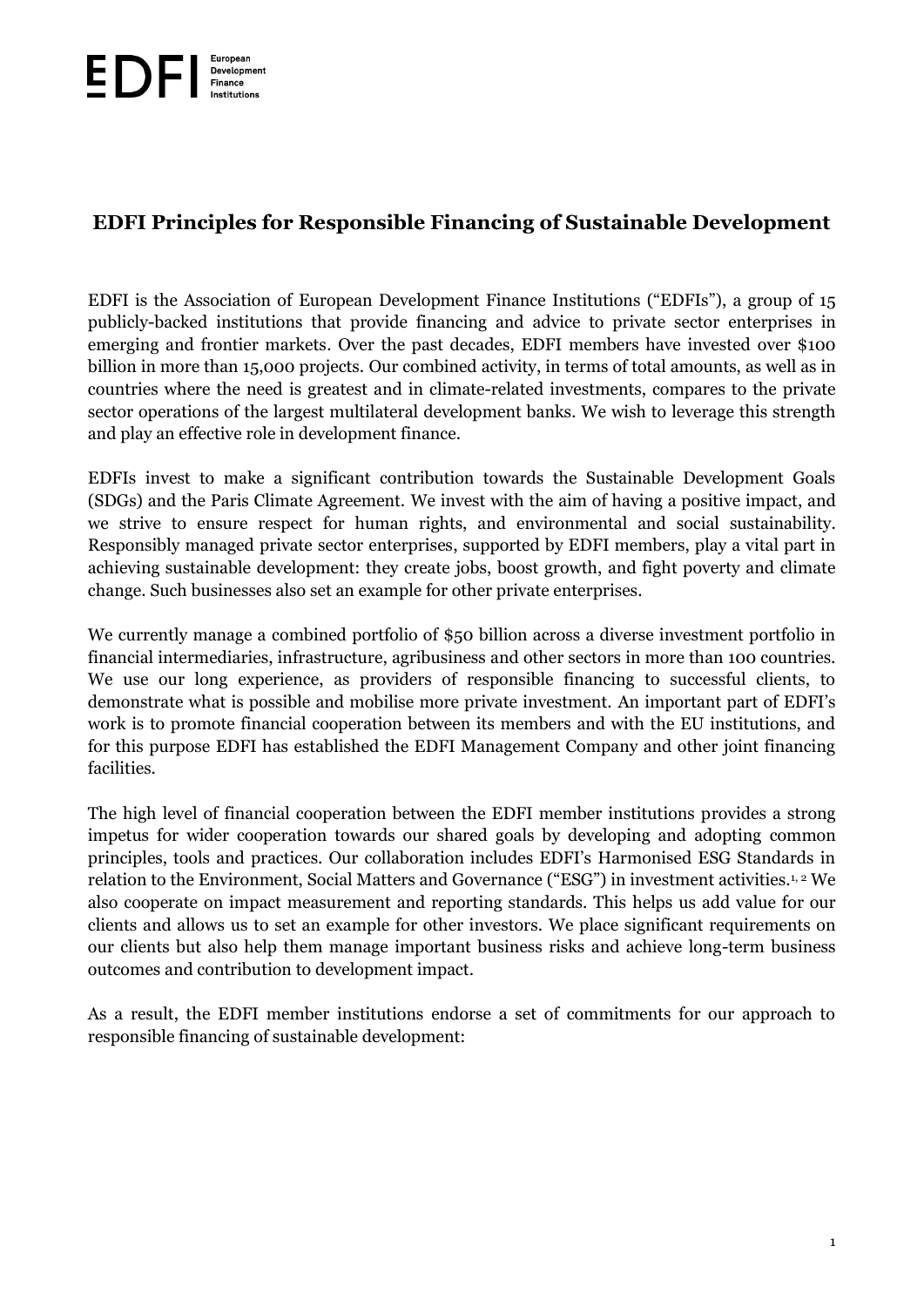# EDFI Principles for Responsible Financing of Sustainable Development

EDFI is the Association of European Development Finance Institutions ("EDFIs"), a group of 15 publicly-backed institutions that provide financing and advice to private sector enterprises in emerging and frontier markets. Over the past decades, EDFI members have invested over $100 billion in more than 15,000 projects. Our combined activity, in terms of total amounts, as well as in countries where the need is greatest and in climate-related investments, compares to the private sector operations of the largest multilateral development banks. We wish to leverage this strength and play an effective role in development finance.

EDFIs invest to make a significant contribution towards the Sustainable Development Goals (SDGs) and the Paris Climate Agreement. We invest with the aim of having a positive impact, and we strive to ensure respect for human rights, and environmental and social sustainability. Responsibly managed private sector enterprises, supported by EDFI members, play a vital part in achieving sustainable development: they create jobs, boost growth, and fight poverty and climate change. Such businesses also set an example for other private enterprises.

We currently manage a combined portfolio of $50 billion across a diverse investment portfolio in financial intermediaries, infrastructure, agribusiness and other sectors in more than 100 countries. We use our long experience, as providers of responsible financing to successful clients, to demonstrate what is possible and mobilise more private investment. An important part of EDFI's work is to promote financial cooperation between its members and with the EU institutions, and for this purpose EDFI has established the EDFI Management Company and other joint financing facilities.

The high level of financial cooperation between the EDFI member institutions provides a strong impetus for wider cooperation towards our shared goals by developing and adopting common principles, tools and practices. Our collaboration includes EDFI's Harmonised ESG Standards in relation to the Environment, Social Matters and Governance ("ESG") in investment activities.[1, 2] We also cooperate on impact measurement and reporting standards. This helps us add value for our clients and allows us to set an example for other investors. We place significant requirements on our clients but also help them manage important business risks and achieve long-term business outcomes and contribution to development impact.

As a result, the EDFI member institutions endorse a set of commitments for our approach to responsible financing of sustainable development: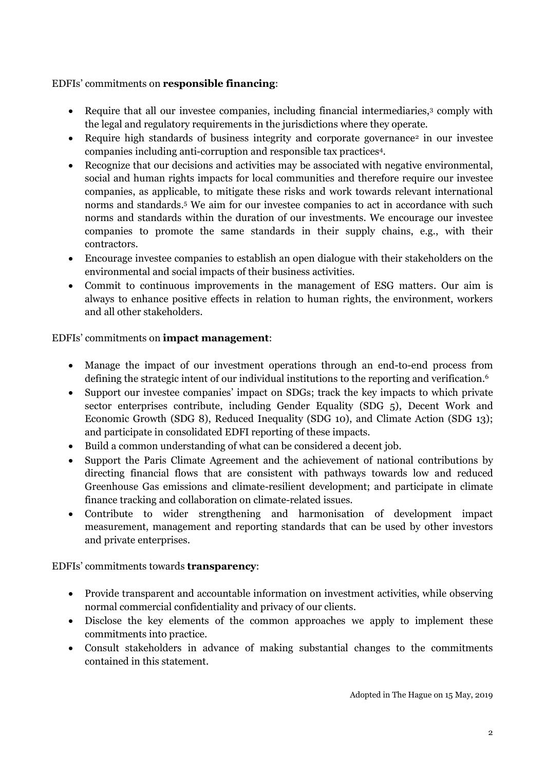EDFIs' commitments on **responsible financing**:

- Require that all our investee companies, including financial intermediaries,[3] comply with the legal and regulatory requirements in the jurisdictions where they operate.
- Require high standards of business integrity and corporate governance[2] in our investee companies including anti-corruption and responsible tax practices[4].
- Recognize that our decisions and activities may be associated with negative environmental, social and human rights impacts for local communities and therefore require our investee companies, as applicable, to mitigate these risks and work towards relevant international norms and standards.[5] We aim for our investee companies to act in accordance with such norms and standards within the duration of our investments. We encourage our investee companies to promote the same standards in their supply chains, e.g., with their contractors.
- Encourage investee companies to establish an open dialogue with their stakeholders on the environmental and social impacts of their business activities.
- Commit to continuous improvements in the management of ESG matters. Our aim is always to enhance positive effects in relation to human rights, the environment, workers and all other stakeholders.

EDFIs' commitments on **impact management**:

- Manage the impact of our investment operations through an end-to-end process from defining the strategic intent of our individual institutions to the reporting and verification.[6]
- Support our investee companies' impact on SDGs; track the key impacts to which private sector enterprises contribute, including Gender Equality (SDG 5), Decent Work and Economic Growth (SDG 8), Reduced Inequality (SDG 10), and Climate Action (SDG 13); and participate in consolidated EDFI reporting of these impacts.
- Build a common understanding of what can be considered a decent job.
- Support the Paris Climate Agreement and the achievement of national contributions by directing financial flows that are consistent with pathways towards low and reduced Greenhouse Gas emissions and climate-resilient development; and participate in climate finance tracking and collaboration on climate-related issues.
- Contribute to wider strengthening and harmonisation of development impact measurement, management and reporting standards that can be used by other investors and private enterprises.

EDFIs' commitments towards **transparency**:

- Provide transparent and accountable information on investment activities, while observing normal commercial confidentiality and privacy of our clients.
- Disclose the key elements of the common approaches we apply to implement these commitments into practice.
- Consult stakeholders in advance of making substantial changes to the commitments contained in this statement.

Adopted in The Hague on 15 May, 2019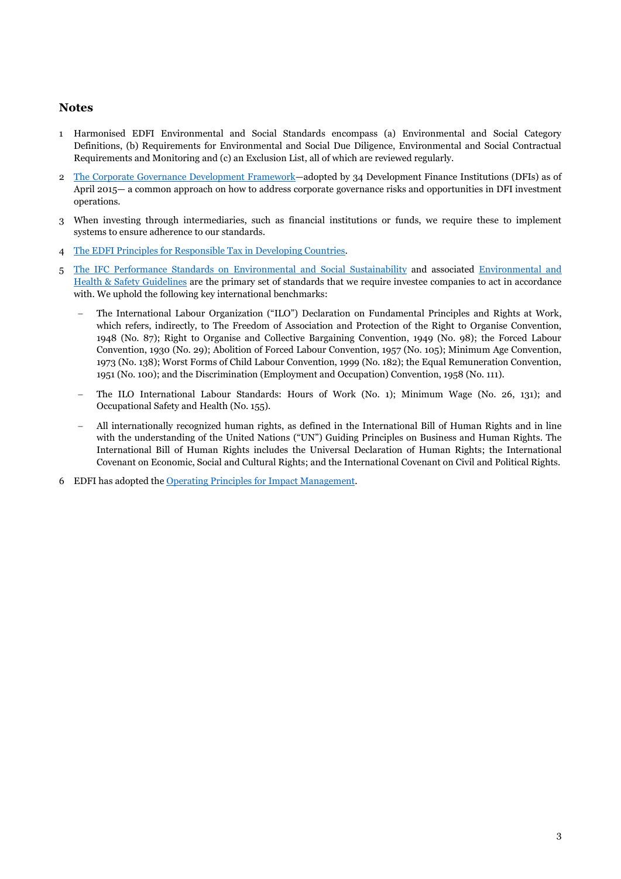## Notes

1. Harmonised EDFI Environmental and Social Standards encompass (a) Environmental and Social Category Definitions, (b) Requirements for Environmental and Social Due Diligence, Environmental and Social Contractual Requirements and Monitoring and (c) an Exclusion List, all of which are reviewed regularly.

2. The Corporate Governance Development Framework—adopted by 34 Development Finance Institutions (DFIs) as of April 2015— a common approach on how to address corporate governance risks and opportunities in DFI investment operations.

3. When investing through intermediaries, such as financial institutions or funds, we require these to implement systems to ensure adherence to our standards.

4. The EDFI Principles for Responsible Tax in Developing Countries.

5. The IFC Performance Standards on Environmental and Social Sustainability and associated Environmental and Health & Safety Guidelines are the primary set of standards that we require investee companies to act in accordance with. We uphold the following key international benchmarks:

   - The International Labour Organization ("ILO") Declaration on Fundamental Principles and Rights at Work, which refers, indirectly, to The Freedom of Association and Protection of the Right to Organise Convention, 1948 (No. 87); Right to Organise and Collective Bargaining Convention, 1949 (No. 98); the Forced Labour Convention, 1930 (No. 29); Abolition of Forced Labour Convention, 1957 (No. 105); Minimum Age Convention, 1973 (No. 138); Worst Forms of Child Labour Convention, 1999 (No. 182); the Equal Remuneration Convention, 1951 (No. 100); and the Discrimination (Employment and Occupation) Convention, 1958 (No. 111).

   - The ILO International Labour Standards: Hours of Work (No. 1); Minimum Wage (No. 26, 131); and Occupational Safety and Health (No. 155).

   - All internationally recognized human rights, as defined in the International Bill of Human Rights and in line with the understanding of the United Nations ("UN") Guiding Principles on Business and Human Rights. The International Bill of Human Rights includes the Universal Declaration of Human Rights; the International Covenant on Economic, Social and Cultural Rights; and the International Covenant on Civil and Political Rights.

6. EDFI has adopted the Operating Principles for Impact Management.